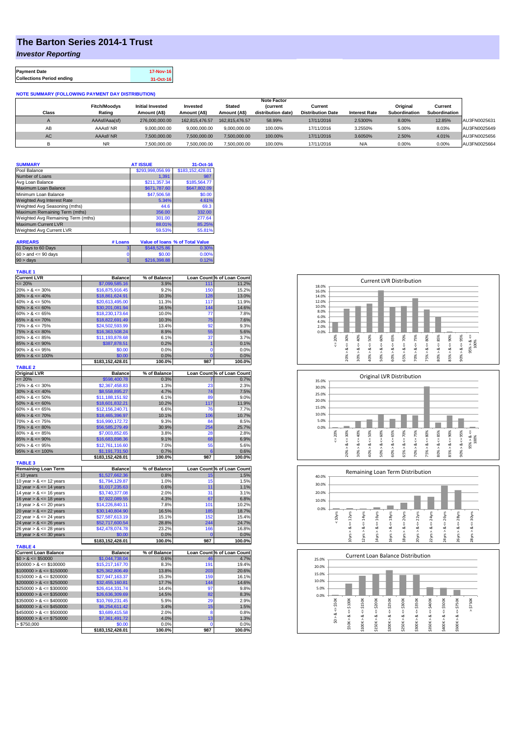# The Barton Series 2014-1 Trust

## *Investor Reporting*

| Payment Date | 17-Nov-16 |
|---|---|
| Collections Period ending | 31-Oct-16 |

**NOTE SUMMARY (FOLLOWING PAYMENT DAY DISTRIBUTION)**

| Class | Fitch/Moodys Rating | Initial Invested Amount (A$) | Invested Amount (A$) | Stated Amount (A$) | Note Factor (current distribution date) | Current Distribution Date | Interest Rate | Original Subordination | Current Subordination | |
|---|---|---|---|---|---|---|---|---|---|---|
| A | AAAsf/Aaa(sf) | 276,000,000.00 | 162,815,476.57 | 162,815,476.57 | 58.99% | 17/11/2016 | 2.5300% | 8.00% | 12.85% | AU3FN0025631 |
| AB | AAAsf/ NR | 9,000,000.00 | 9,000,000.00 | 9,000,000.00 | 100.00% | 17/11/2016 | 3.2550% | 5.00% | 8.03% | AU3FN0025649 |
| AC | AAAsf/ NR | 7,500,000.00 | 7,500,000.00 | 7,500,000.00 | 100.00% | 17/11/2016 | 3.6050% | 2.50% | 4.01% | AU3FN0025656 |
| B | NR | 7,500,000.00 | 7,500,000.00 | 7,500,000.00 | 100.00% | 17/11/2016 | N/A | 0.00% | 0.00% | AU3FN0025664 |

| SUMMARY | AT ISSUE | 31-Oct-16 |
|---|---|---|
| Pool Balance | $293,998,056.99 | $183,152,428.01 |
| Number of Loans | 1,391 | 987 |
| Avg Loan Balance | $211,357.34 | $185,564.77 |
| Maximum Loan Balance | $671,787.60 | $647,802.09 |
| Minimum Loan Balance | $47,506.58 | $0.00 |
| Weighted Avg Interest Rate | 5.34% | 4.61% |
| Weighted Avg Seasoning (mths) | 44.6 | 69.3 |
| Maximum Remaining Term (mths) | 356.00 | 332.00 |
| Weighted Avg Remaining Term (mths) | 301.00 | 277.64 |
| Maximum Current LVR | 88.01% | 85.25% |
| Weighted Avg Current LVR | 59.53% | 55.81% |

| ARREARS | # Loans | Value of loans | % of Total Value |
|---|---|---|---|
| 31 Days to 60 Days | 3 | $548,525.86 | 0.30% |
| 60 > and <= 90 days | 0 | $0.00 | 0.00% |
| 90 > days | 1 | $216,398.88 | 0.12% |

**TABLE 1**

| Current LVR | Balance | % of Balance | Loan Count | % of Loan Count |
|---|---|---|---|---|
| <= 20% | $7,099,585.16 | 3.9% | 111 | 11.2% |
| 20% > & <= 30% | $16,875,916.45 | 9.2% | 150 | 15.2% |
| 30% > & <= 40% | $18,861,624.91 | 10.3% | 128 | 13.0% |
| 40% > & <= 50% | $20,613,495.00 | 11.3% | 117 | 11.9% |
| 50% > & <= 60% | $30,201,081.94 | 16.5% | 144 | 14.6% |
| 60% > & <= 65% | $18,230,173.64 | 10.0% | 77 | 7.8% |
| 65% > & <= 70% | $18,822,691.49 | 10.3% | 75 | 7.6% |
| 70% > & <= 75% | $24,502,593.99 | 13.4% | 92 | 9.3% |
| 75% > & <= 80% | $16,363,508.24 | 8.9% | 55 | 5.6% |
| 80% > & <= 85% | $11,193,878.68 | 6.1% | 37 | 3.7% |
| 85% > & <= 90% | $387,878.51 | 0.2% | 1 | 0.1% |
| 90% > & <= 95% | $0.00 | 0.0% | 0 | 0.0% |
| 95% > & <= 100% | $0.00 | 0.0% | 0 | 0.0% |
| | $183,152,428.01 | 100.0% | 987 | 100.0% |

**TABLE 2**

| Original LVR | Balance | % of Balance | Loan Count | % of Loan Count |
|---|---|---|---|---|
| <= 20% | $598,400.78 | 0.3% | 7 | 0.7% |
| 25% > & <= 30% | $2,367,458.83 | 1.3% | 23 | 2.3% |
| 30% > & <= 40% | $8,558,895.27 | 4.7% | 74 | 7.5% |
| 40% > & <= 50% | $11,188,151.92 | 6.1% | 89 | 9.0% |
| 50% > & <= 60% | $18,601,832.21 | 10.2% | 117 | 11.9% |
| 60% > & <= 65% | $12,156,240.71 | 6.6% | 76 | 7.7% |
| 65% > & <= 70% | $18,465,396.97 | 10.1% | 106 | 10.7% |
| 70% > & <= 75% | $16,990,172.72 | 9.3% | 84 | 8.5% |
| 75% > & <= 80% | $56,585,279.49 | 30.9% | 254 | 25.7% |
| 80% > & <= 85% | $7,003,852.65 | 3.8% | 28 | 2.8% |
| 85% > & <= 90% | $16,683,898.36 | 9.1% | 68 | 6.9% |
| 90% > & <= 95% | $12,761,116.60 | 7.0% | 55 | 5.6% |
| 95% > & <= 100% | $1,191,731.50 | 0.7% | 6 | 0.6% |
| | $183,152,428.01 | 100.0% | 987 | 100.0% |

**TABLE 3**

| Remaining Loan Term | Balance | % of Balance | Loan Count | % of Loan Count |
|---|---|---|---|---|
| < 10 years | $1,527,662.36 | 0.8% | 15 | 1.5% |
| 10 year > & <= 12 years | $1,794,129.87 | 1.0% | 15 | 1.5% |
| 12 year > & <= 14 years | $1,017,235.63 | 0.6% | 11 | 1.1% |
| 14 year > & <= 16 years | $3,740,377.08 | 2.0% | 31 | 3.1% |
| 16 year > & <= 18 years | $7,922,089.55 | 4.3% | 67 | 6.8% |
| 18 year > & <= 20 years | $14,226,840.11 | 7.8% | 101 | 10.2% |
| 20 year > & <= 22 years | $30,140,804.90 | 16.5% | 185 | 18.7% |
| 22 year > & <= 24 years | $27,587,613.19 | 15.1% | 152 | 15.4% |
| 24 year > & <= 26 years | $52,717,600.54 | 28.8% | 244 | 24.7% |
| 26 year > & <= 28 years | $42,478,074.78 | 23.2% | 166 | 16.8% |
| 28 year > & <= 30 years | $0.00 | 0.0% | 0 | 0.0% |
| | $183,152,428.01 | 100.0% | 987 | 100.0% |

**TABLE 4**

| Current Loan Balance | Balance | % of Balance | Loan Count | % of Loan Count |
|---|---|---|---|---|
| $0 > & <= $50000 | $1,044,738.04 | 0.6% | 46 | 4.7% |
| $50000 > & <= $100000 | $15,217,167.70 | 8.3% | 191 | 19.4% |
| $100000 > & <= $150000 | $25,362,806.49 | 13.8% | 203 | 20.6% |
| $150000 > & <= $200000 | $27,947,163.37 | 15.3% | 159 | 16.1% |
| $200000 > & <= $250000 | $32,455,160.81 | 17.7% | 144 | 14.6% |
| $250000 > & <= $300000 | $26,414,331.74 | 14.4% | 97 | 9.8% |
| $300000 > & <= $350000 | $26,636,309.69 | 14.5% | 82 | 8.3% |
| $350000 > & <= $400000 | $10,769,231.45 | 5.9% | 29 | 2.9% |
| $400000 > & <= $450000 | $6,254,611.42 | 3.4% | 15 | 1.5% |
| $450000 > & <= $500000 | $3,689,415.58 | 2.0% | 8 | 0.8% |
| $500000 > & <= $750000 | $7,361,491.72 | 4.0% | 13 | 1.3% |
| > $750,000 | $0.00 | 0.0% | 0 | 0.0% |
| | $183,152,428.01 | 100.0% | 987 | 100.0% |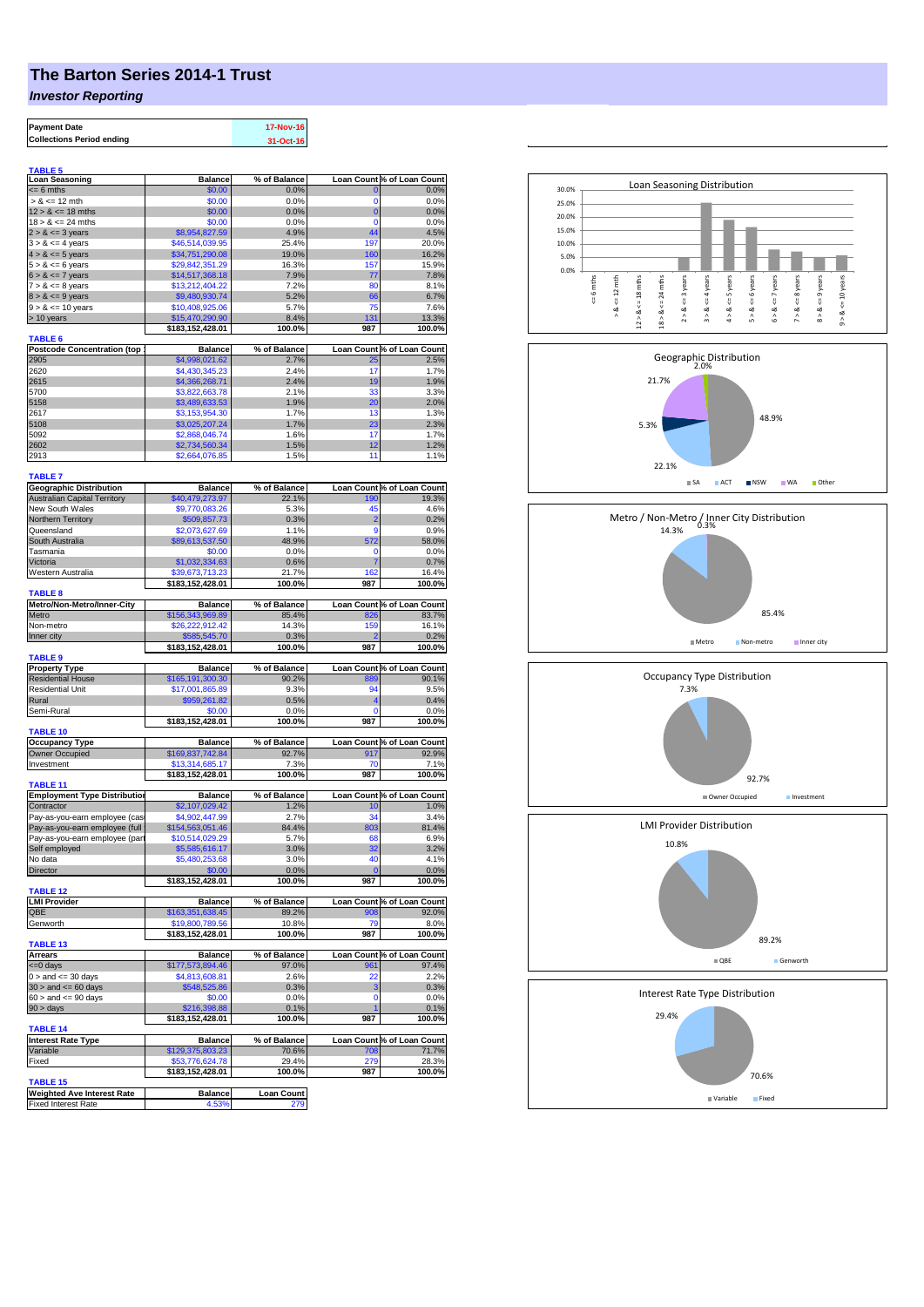# The Barton Series 2014-1 Trust

## *Investor Reporting*

| | |
|---|---|
| **Payment Date** | 17-Nov-16 |
| **Collections Period ending** | 31-Oct-16 |

**TABLE 5**

| Loan Seasoning | Balance | % of Balance | Loan Count | % of Loan Count |
|---|---|---|---|---|
| <= 6 mths | $0.00 | 0.0% | 0 | 0.0% |
| > & <= 12 mth | $0.00 | 0.0% | 0 | 0.0% |
| 12 > & <= 18 mths | $0.00 | 0.0% | 0 | 0.0% |
| 18 > & <= 24 mths | $0.00 | 0.0% | 0 | 0.0% |
| 2 > & <= 3 years | $8,954,827.59 | 4.9% | 44 | 4.5% |
| 3 > & <= 4 years | $46,514,039.95 | 25.4% | 197 | 20.0% |
| 4 > & <= 5 years | $34,751,290.08 | 19.0% | 160 | 16.2% |
| 5 > & <= 6 years | $29,842,351.29 | 16.3% | 157 | 15.9% |
| 6 > & <= 7 years | $14,517,368.18 | 7.9% | 77 | 7.8% |
| 7 > & <= 8 years | $13,212,404.22 | 7.2% | 80 | 8.1% |
| 8 > & <= 9 years | $9,480,930.74 | 5.2% | 66 | 6.7% |
| 9 > & <= 10 years | $10,408,925.06 | 5.7% | 75 | 7.6% |
| > 10 years | $15,470,290.90 | 8.4% | 131 | 13.3% |
| | $183,152,428.01 | 100.0% | 987 | 100.0% |

**TABLE 6**

| Postcode Concentration (top 10) | Balance | % of Balance | Loan Count | % of Loan Count |
|---|---|---|---|---|
| 2905 | $4,998,021.62 | 2.7% | 25 | 2.5% |
| 2620 | $4,430,345.23 | 2.4% | 17 | 1.7% |
| 2615 | $4,366,268.71 | 2.4% | 19 | 1.9% |
| 5700 | $3,822,663.78 | 2.1% | 33 | 3.3% |
| 5158 | $3,489,633.53 | 1.9% | 20 | 2.0% |
| 2617 | $3,153,954.30 | 1.7% | 13 | 1.3% |
| 5108 | $3,025,207.24 | 1.7% | 23 | 2.3% |
| 5092 | $2,868,046.74 | 1.6% | 17 | 1.7% |
| 2602 | $2,734,560.34 | 1.5% | 12 | 1.2% |
| 2913 | $2,664,076.85 | 1.5% | 11 | 1.1% |

**TABLE 7**

| Geographic Distribution | Balance | % of Balance | Loan Count | % of Loan Count |
|---|---|---|---|---|
| Australian Capital Territory | $40,479,273.97 | 22.1% | 190 | 19.3% |
| New South Wales | $9,770,083.26 | 5.3% | 45 | 4.6% |
| Northern Territory | $509,857.73 | 0.3% | 2 | 0.2% |
| Queensland | $2,073,627.69 | 1.1% | 9 | 0.9% |
| South Australia | $89,613,537.50 | 48.9% | 572 | 58.0% |
| Tasmania | $0.00 | 0.0% | 0 | 0.0% |
| Victoria | $1,032,334.63 | 0.6% | 7 | 0.7% |
| Western Australia | $39,673,713.23 | 21.7% | 162 | 16.4% |
| | $183,152,428.01 | 100.0% | 987 | 100.0% |

**TABLE 8**

| Metro/Non-Metro/Inner-City | Balance | % of Balance | Loan Count | % of Loan Count |
|---|---|---|---|---|
| Metro | $156,343,969.89 | 85.4% | 826 | 83.7% |
| Non-metro | $26,222,912.42 | 14.3% | 159 | 16.1% |
| Inner city | $585,545.70 | 0.3% | 2 | 0.2% |
| | $183,152,428.01 | 100.0% | 987 | 100.0% |

**TABLE 9**

| Property Type | Balance | % of Balance | Loan Count | % of Loan Count |
|---|---|---|---|---|
| Residential House | $165,191,300.30 | 90.2% | 889 | 90.1% |
| Residential Unit | $17,001,865.89 | 9.3% | 94 | 9.5% |
| Rural | $959,261.82 | 0.5% | 4 | 0.4% |
| Semi-Rural | $0.00 | 0.0% | 0 | 0.0% |
| | $183,152,428.01 | 100.0% | 987 | 100.0% |

**TABLE 10**

| Occupancy Type | Balance | % of Balance | Loan Count | % of Loan Count |
|---|---|---|---|---|
| Owner Occupied | $169,837,742.84 | 92.7% | 917 | 92.9% |
| Investment | $13,314,685.17 | 7.3% | 70 | 7.1% |
| | $183,152,428.01 | 100.0% | 987 | 100.0% |

**TABLE 11**

| Employment Type Distribution | Balance | % of Balance | Loan Count | % of Loan Count |
|---|---|---|---|---|
| Contractor | $2,107,029.42 | 1.2% | 10 | 1.0% |
| Pay-as-you-earn employee (casual) | $4,902,447.99 | 2.7% | 34 | 3.4% |
| Pay-as-you-earn employee (full time) | $154,563,051.46 | 84.4% | 803 | 81.4% |
| Pay-as-you-earn employee (part time) | $10,514,029.29 | 5.7% | 68 | 6.9% |
| Self employed | $5,585,616.17 | 3.0% | 32 | 3.2% |
| No data | $5,480,253.68 | 3.0% | 40 | 4.1% |
| Director | $0.00 | 0.0% | 0 | 0.0% |
| | $183,152,428.01 | 100.0% | 987 | 100.0% |

**TABLE 12**

| LMI Provider | Balance | % of Balance | Loan Count | % of Loan Count |
|---|---|---|---|---|
| QBE | $163,351,638.45 | 89.2% | 908 | 92.0% |
| Genworth | $19,800,789.56 | 10.8% | 79 | 8.0% |
| | $183,152,428.01 | 100.0% | 987 | 100.0% |

**TABLE 13**

| Arrears | Balance | % of Balance | Loan Count | % of Loan Count |
|---|---|---|---|---|
| <=0 days | $177,573,894.46 | 97.0% | 961 | 97.4% |
| 0 > and <= 30 days | $4,813,608.81 | 2.6% | 22 | 2.2% |
| 30 > and <= 60 days | $548,525.86 | 0.3% | 3 | 0.3% |
| 60 > and <= 90 days | $0.00 | 0.0% | 0 | 0.0% |
| 90 > days | $216,398.88 | 0.1% | 1 | 0.1% |
| | $183,152,428.01 | 100.0% | 987 | 100.0% |

**TABLE 14**

| Interest Rate Type | Balance | % of Balance | Loan Count | % of Loan Count |
|---|---|---|---|---|
| Variable | $129,375,803.23 | 70.6% | 708 | 71.7% |
| Fixed | $53,776,624.78 | 29.4% | 279 | 28.3% |
| | $183,152,428.01 | 100.0% | 987 | 100.0% |

**TABLE 15**

| Weighted Ave Interest Rate | Balance | Loan Count |
|---|---|---|
| Fixed Interest Rate | 4.53% | 279 |

Loan Seasoning Distribution
30.0%
25.0%
20.0%
15.0%
10.0%
5.0%
0.0%
<= 6 mths
> & <= 12 mth
12 > & <= 18 mths
18 > & <= 24 mths
2 > & <= 3 years
3 > & <= 4 years
4 > & <= 5 years
5 > & <= 6 years
6 > & <= 7 years
7 > & <= 8 years
8 > & <= 9 years
9 > & <= 10 years

Geographic Distribution
2.0%
21.7%
48.9%
5.3%
22.1%
SA ACT NSW WA Other

Metro / Non-Metro / Inner City Distribution
0.3%
14.3%
85.4%
Metro Non-metro Inner city

Occupancy Type Distribution
7.3%
92.7%
Owner Occupied Investment

LMI Provider Distribution
10.8%
89.2%
QBE Genworth

Interest Rate Type Distribution
29.4%
70.6%
Variable Fixed